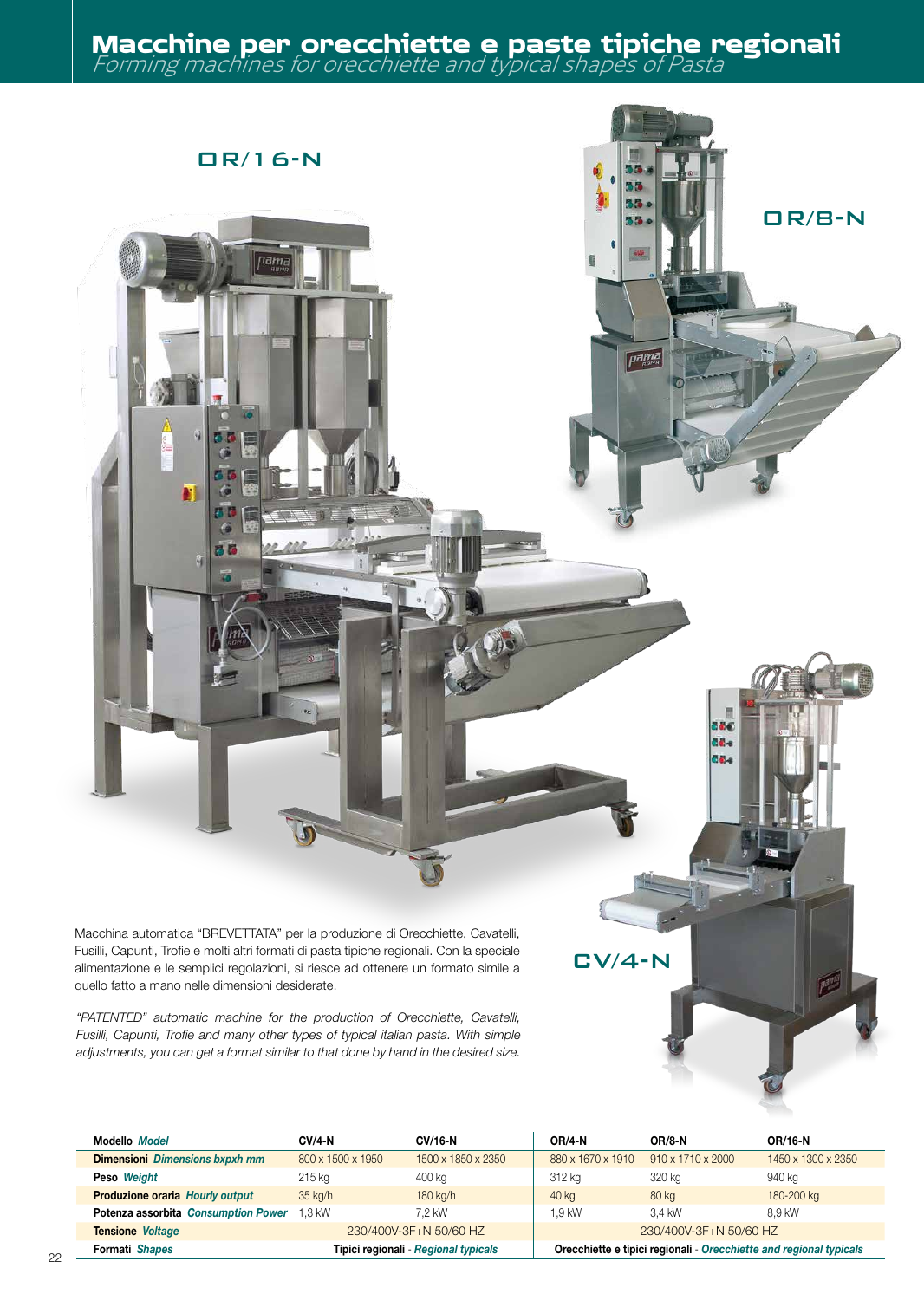# Macchine per orecchiette e paste tipiche regionali
*Forming machines for orecchiette and typical shapes of Pasta*

OR/16-N

OR/8-N

CV/4-N

Macchina automatica "BREVETTATA" per la produzione di Orecchiette, Cavatelli, Fusilli, Capunti, Trofie e molti altri formati di pasta tipiche regionali. Con la speciale alimentazione e le semplici regolazioni, si riesce ad ottenere un formato simile a quello fatto a mano nelle dimensioni desiderate.

*"PATENTED" automatic machine for the production of Orecchiette, Cavatelli, Fusilli, Capunti, Trofie and many other types of typical italian pasta. With simple adjustments, you can get a format similar to that done by hand in the desired size.*

| **Modello** *Model* | **CV/4-N** | **CV/16-N** | **OR/4-N** | **OR/8-N** | **OR/16-N** |
|---|---|---|---|---|---|
| **Dimensioni** *Dimensions bxpxh mm* | 800 x 1500 x 1950 | 1500 x 1850 x 2350 | 880 x 1670 x 1910 | 910 x 1710 x 2000 | 1450 x 1300 x 2350 |
| **Peso** *Weight* | 215 kg | 400 kg | 312 kg | 320 kg | 940 kg |
| **Produzione oraria** *Hourly output* | 35 kg/h | 180 kg/h | 40 kg | 80 kg | 180-200 kg |
| **Potenza assorbita** *Consumption Power* | 1,3 kW | 7,2 kW | 1,9 kW | 3,4 kW | 8,9 kW |
| **Tensione** *Voltage* | 230/400V-3F+N 50/60 HZ | | 230/400V-3F+N 50/60 HZ | | |
| **Formati** *Shapes* | **Tipici regionali** - *Regional typicals* | | **Orecchiette e tipici regionali** - *Orecchiette and regional typicals* | | |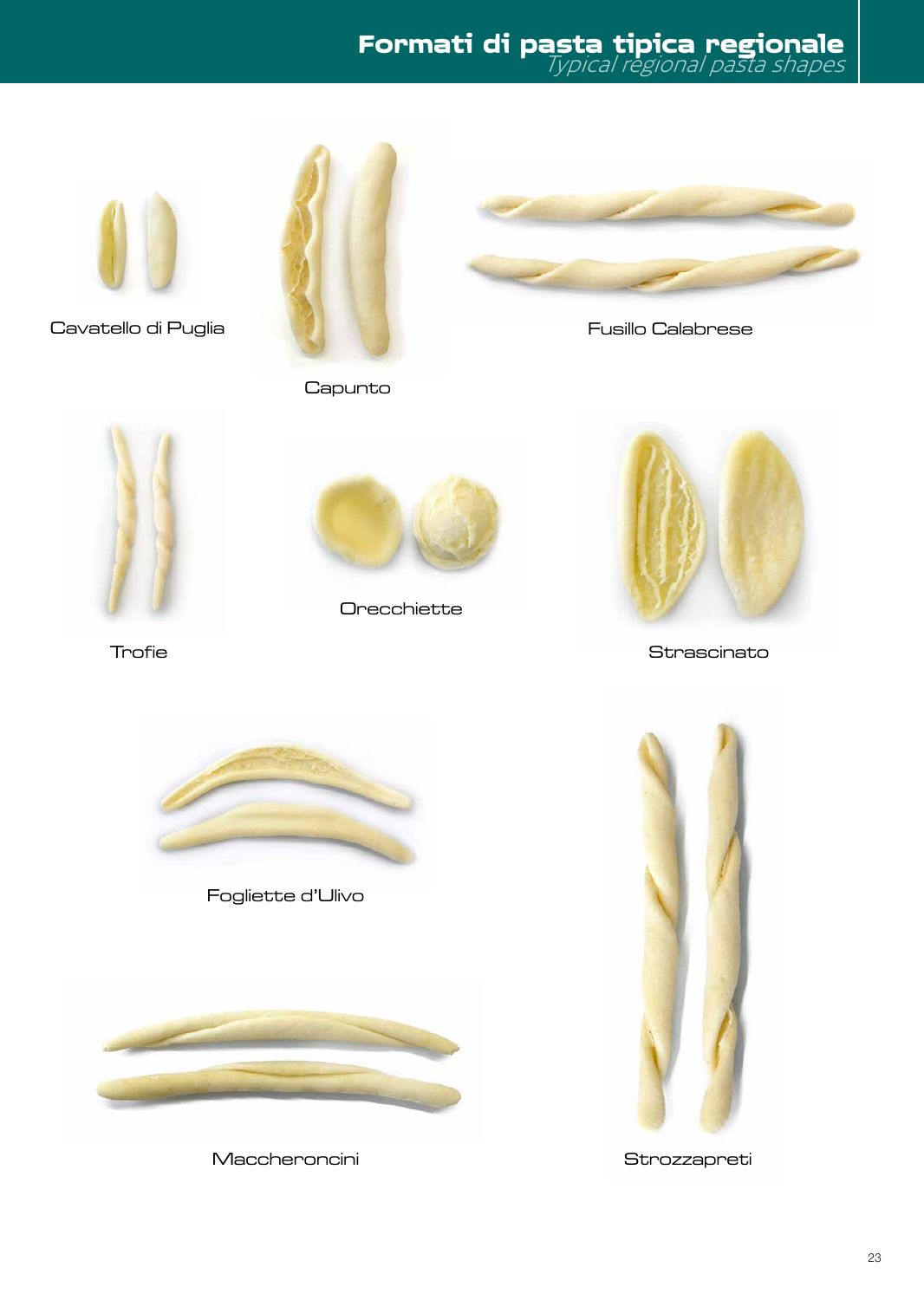# Formati di pasta tipica regionale
*Typical regional pasta shapes*

Cavatello di Puglia

Capunto

Fusillo Calabrese

Trofie

Orecchiette

Strascinato

Fogliette d'Ulivo

Maccheroncini

Strozzapreti